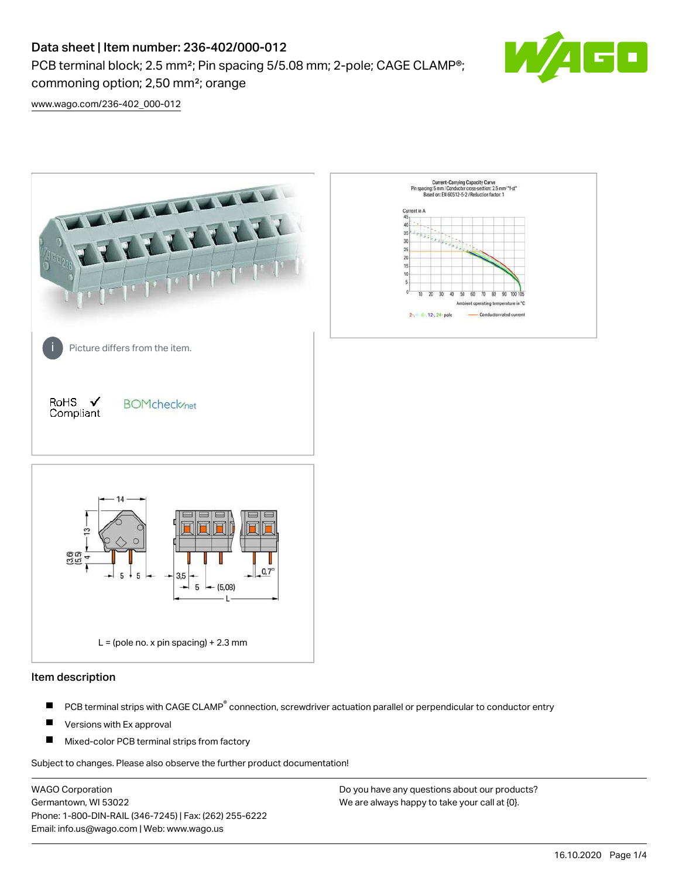# Data sheet | Item number: 236-402/000-012

PCB terminal block; 2.5 mm²; Pin spacing 5/5.08 mm; 2-pole; CAGE CLAMP®; commoning option; 2,50 mm²; orange

www.wago.com/236-402_000-012

Picture differs from the item.

RoHS ✓ Compliant

BOMcheck.net

L = (pole no. x pin spacing) + 2.3 mm

## Item description

- PCB terminal strips with CAGE CLAMP® connection, screwdriver actuation parallel or perpendicular to conductor entry
- Versions with Ex approval
- Mixed-color PCB terminal strips from factory

Subject to changes. Please also observe the further product documentation!

WAGO Corporation
Germantown, WI 53022
Phone: 1-800-DIN-RAIL (346-7245) | Fax: (262) 255-6222
Email: info.us@wago.com | Web: www.wago.us

Do you have any questions about our products?
We are always happy to take your call at {0}.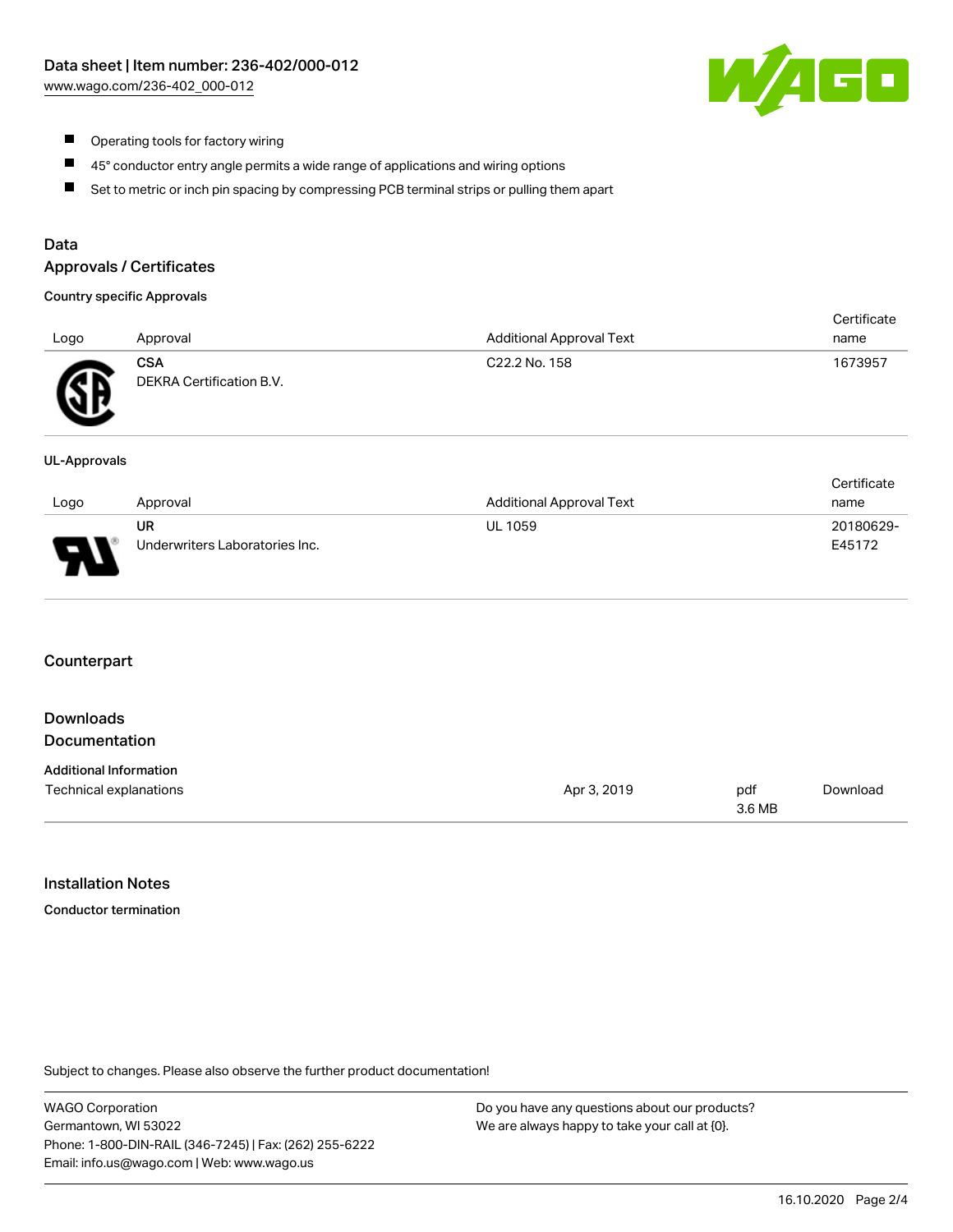- Operating tools for factory wiring
- 45° conductor entry angle permits a wide range of applications and wiring options
- Set to metric or inch pin spacing by compressing PCB terminal strips or pulling them apart

## Data

## Approvals / Certificates

### Country specific Approvals

| Logo | Approval | Additional Approval Text | Certificate name |
|---|---|---|---|
| | **CSA** DEKRA Certification B.V. | C22.2 No. 158 | 1673957 |

### UL-Approvals

| Logo | Approval | Additional Approval Text | Certificate name |
|---|---|---|---|
| | **UR** Underwriters Laboratories Inc. | UL 1059 | 20180629-E45172 |

## Counterpart

## Downloads

## Documentation

### Additional Information

| | | | |
|---|---|---|---|
| Technical explanations | Apr 3, 2019 | pdf 3.6 MB | Download |

## Installation Notes

### Conductor termination

Subject to changes. Please also observe the further product documentation!

WAGO Corporation
Germantown, WI 53022
Phone: 1-800-DIN-RAIL (346-7245) | Fax: (262) 255-6222
Email: info.us@wago.com | Web: www.wago.us

Do you have any questions about our products?
We are always happy to take your call at {0}.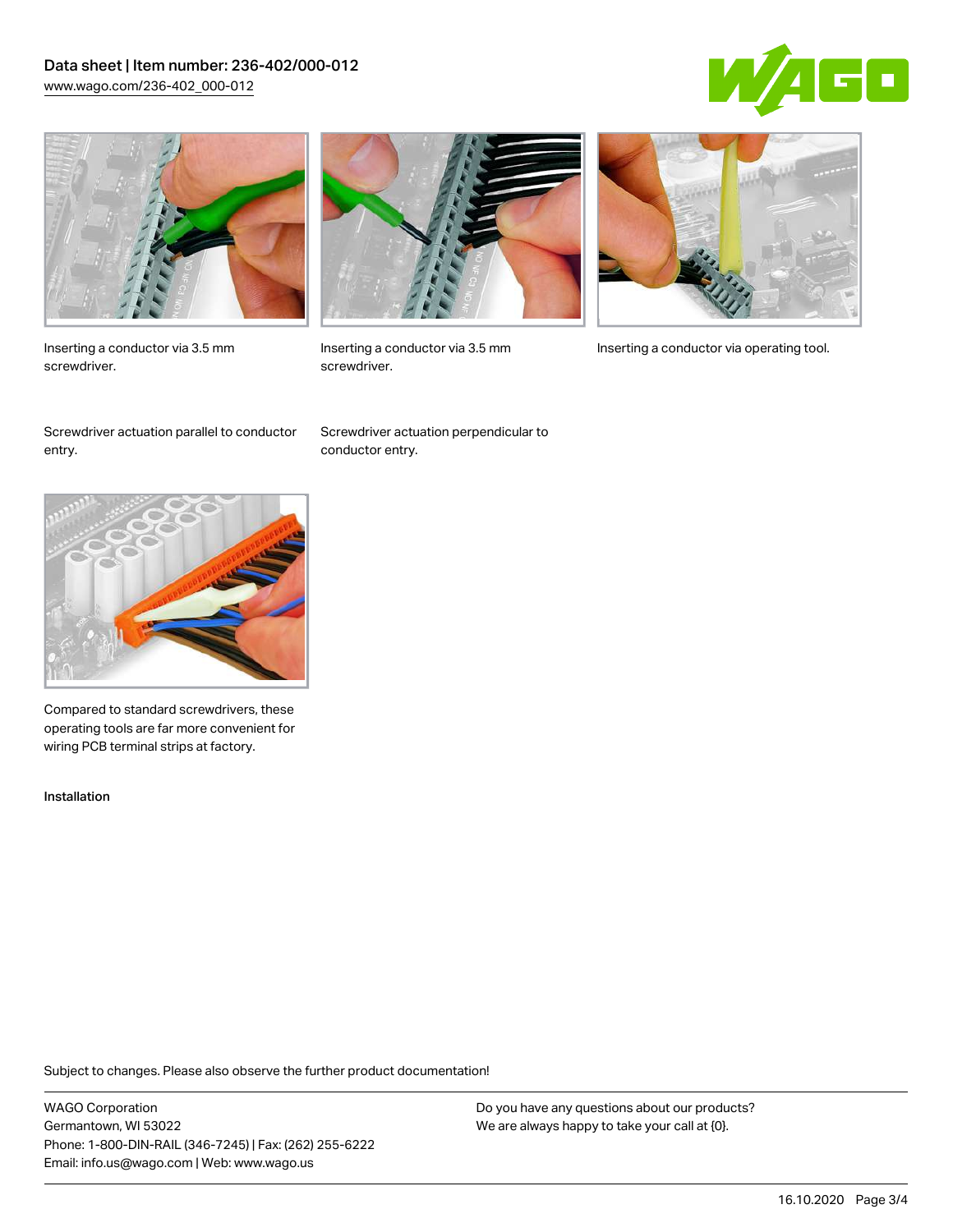Inserting a conductor via 3.5 mm screwdriver.

Inserting a conductor via 3.5 mm screwdriver.

Inserting a conductor via operating tool.

Screwdriver actuation parallel to conductor entry.

Screwdriver actuation perpendicular to conductor entry.

Compared to standard screwdrivers, these operating tools are far more convenient for wiring PCB terminal strips at factory.

Installation

Subject to changes. Please also observe the further product documentation!

WAGO Corporation
Germantown, WI 53022
Phone: 1-800-DIN-RAIL (346-7245) | Fax: (262) 255-6222
Email: info.us@wago.com | Web: www.wago.us

Do you have any questions about our products?
We are always happy to take your call at {0}.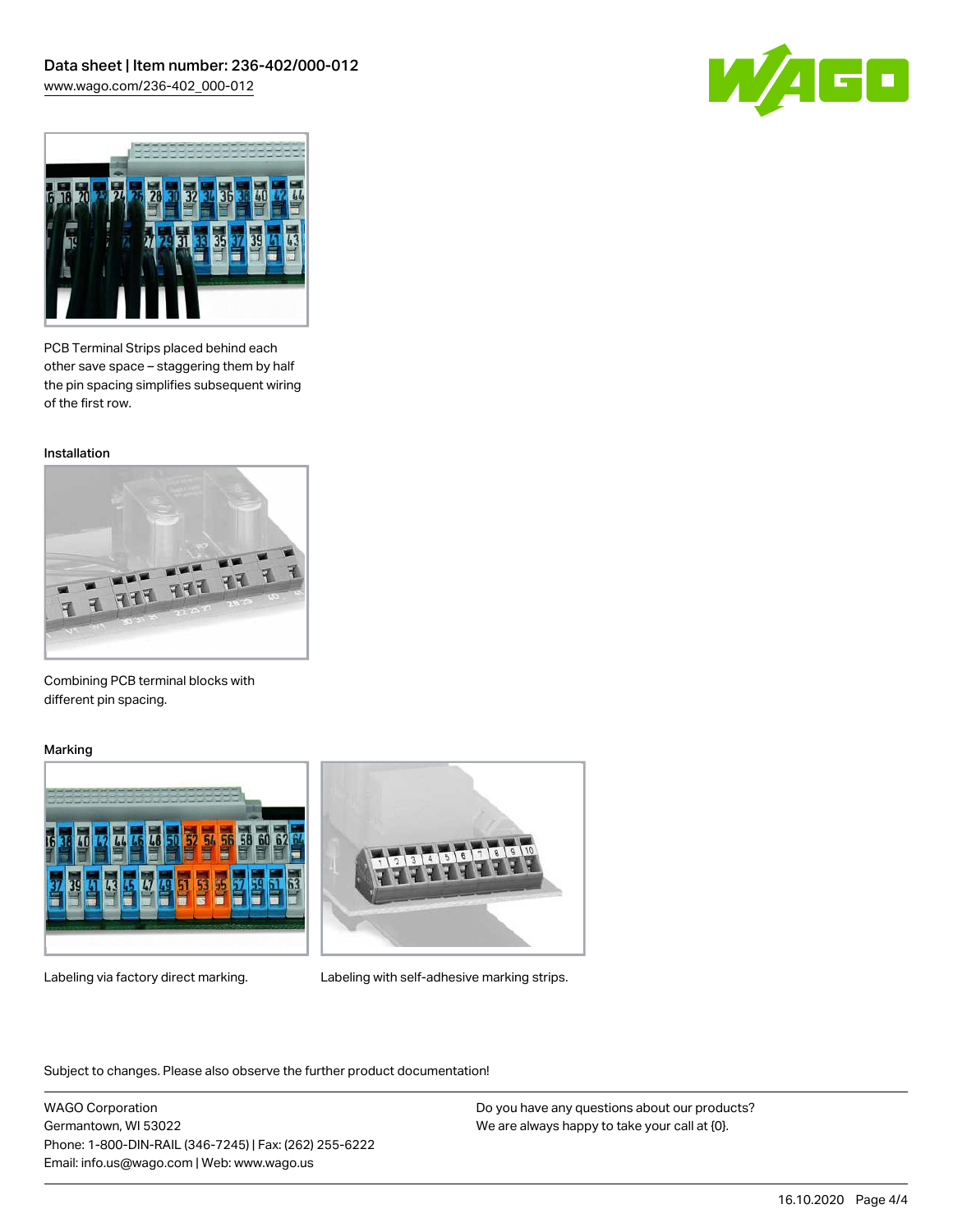PCB Terminal Strips placed behind each other save space – staggering them by half the pin spacing simplifies subsequent wiring of the first row.

### Installation

Combining PCB terminal blocks with different pin spacing.

### Marking

Labeling via factory direct marking.

Labeling with self-adhesive marking strips.

Subject to changes. Please also observe the further product documentation!

WAGO Corporation
Germantown, WI 53022
Phone: 1-800-DIN-RAIL (346-7245) | Fax: (262) 255-6222
Email: info.us@wago.com | Web: www.wago.us

Do you have any questions about our products?
We are always happy to take your call at {0}.